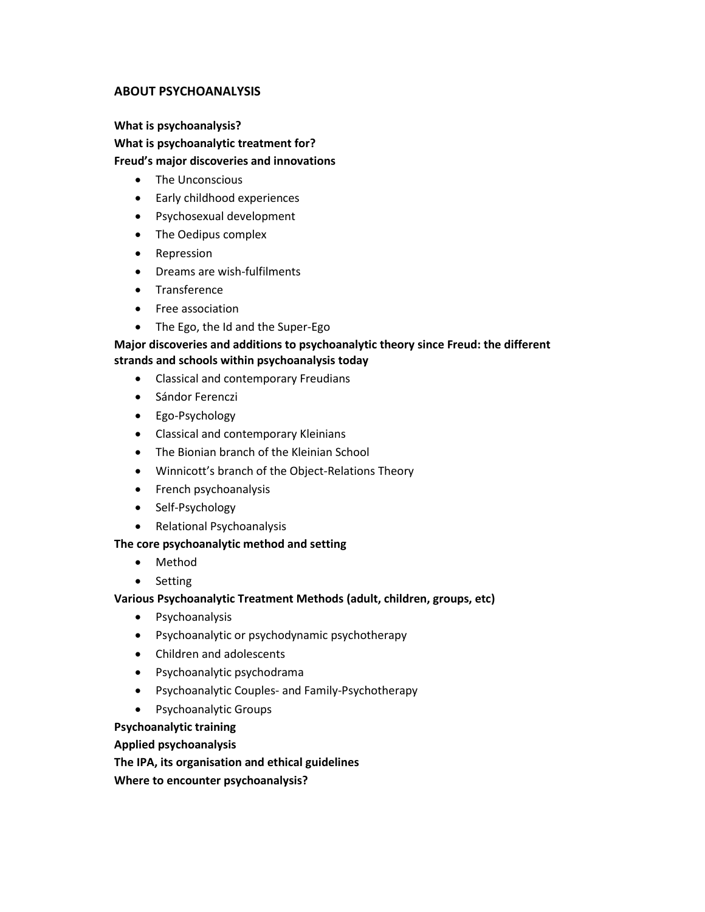# ABOUT PSYCHOANALYSIS

**What is psychoanalysis?**

**What is psychoanalytic treatment for?**

**Freud's major discoveries and innovations**

- The Unconscious
- Early childhood experiences
- Psychosexual development
- The Oedipus complex
- Repression
- Dreams are wish-fulfilments
- Transference
- Free association
- The Ego, the Id and the Super-Ego

**Major discoveries and additions to psychoanalytic theory since Freud: the different strands and schools within psychoanalysis today**

- Classical and contemporary Freudians
- Sándor Ferenczi
- Ego-Psychology
- Classical and contemporary Kleinians
- The Bionian branch of the Kleinian School
- Winnicott's branch of the Object-Relations Theory
- French psychoanalysis
- Self-Psychology
- Relational Psychoanalysis

**The core psychoanalytic method and setting**

- Method
- Setting

**Various Psychoanalytic Treatment Methods (adult, children, groups, etc)**

- Psychoanalysis
- Psychoanalytic or psychodynamic psychotherapy
- Children and adolescents
- Psychoanalytic psychodrama
- Psychoanalytic Couples- and Family-Psychotherapy
- Psychoanalytic Groups

**Psychoanalytic training**

**Applied psychoanalysis**

**The IPA, its organisation and ethical guidelines**

**Where to encounter psychoanalysis?**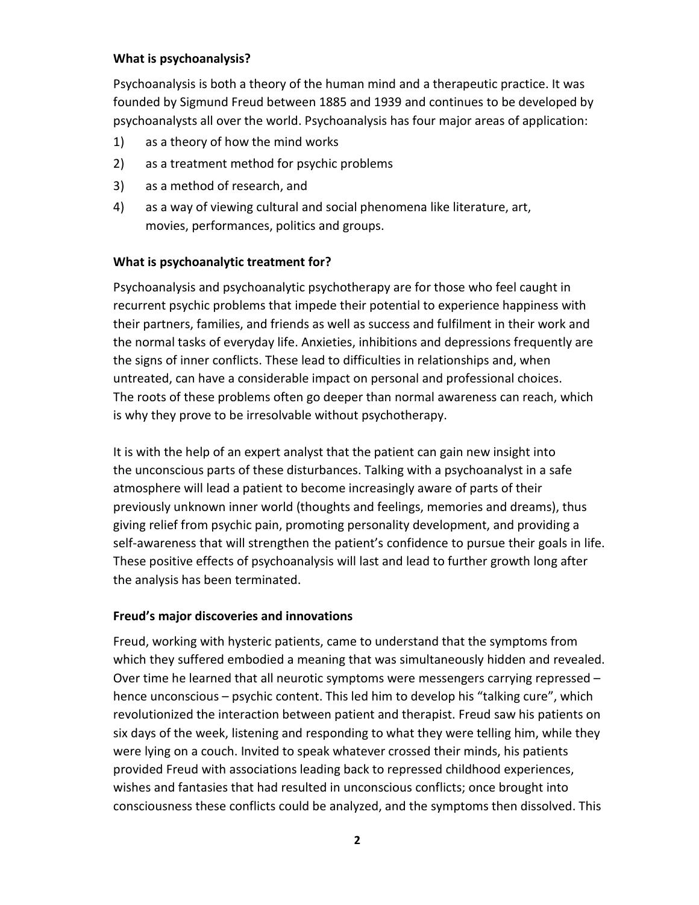**What is psychoanalysis?**

Psychoanalysis is both a theory of the human mind and a therapeutic practice. It was founded by Sigmund Freud between 1885 and 1939 and continues to be developed by psychoanalysts all over the world. Psychoanalysis has four major areas of application:

1) as a theory of how the mind works
2) as a treatment method for psychic problems
3) as a method of research, and
4) as a way of viewing cultural and social phenomena like literature, art, movies, performances, politics and groups.

**What is psychoanalytic treatment for?**

Psychoanalysis and psychoanalytic psychotherapy are for those who feel caught in recurrent psychic problems that impede their potential to experience happiness with their partners, families, and friends as well as success and fulfilment in their work and the normal tasks of everyday life. Anxieties, inhibitions and depressions frequently are the signs of inner conflicts. These lead to difficulties in relationships and, when untreated, can have a considerable impact on personal and professional choices. The roots of these problems often go deeper than normal awareness can reach, which is why they prove to be irresolvable without psychotherapy.

It is with the help of an expert analyst that the patient can gain new insight into the unconscious parts of these disturbances. Talking with a psychoanalyst in a safe atmosphere will lead a patient to become increasingly aware of parts of their previously unknown inner world (thoughts and feelings, memories and dreams), thus giving relief from psychic pain, promoting personality development, and providing a self-awareness that will strengthen the patient's confidence to pursue their goals in life. These positive effects of psychoanalysis will last and lead to further growth long after the analysis has been terminated.

**Freud's major discoveries and innovations**

Freud, working with hysteric patients, came to understand that the symptoms from which they suffered embodied a meaning that was simultaneously hidden and revealed. Over time he learned that all neurotic symptoms were messengers carrying repressed – hence unconscious – psychic content. This led him to develop his "talking cure", which revolutionized the interaction between patient and therapist. Freud saw his patients on six days of the week, listening and responding to what they were telling him, while they were lying on a couch. Invited to speak whatever crossed their minds, his patients provided Freud with associations leading back to repressed childhood experiences, wishes and fantasies that had resulted in unconscious conflicts; once brought into consciousness these conflicts could be analyzed, and the symptoms then dissolved. This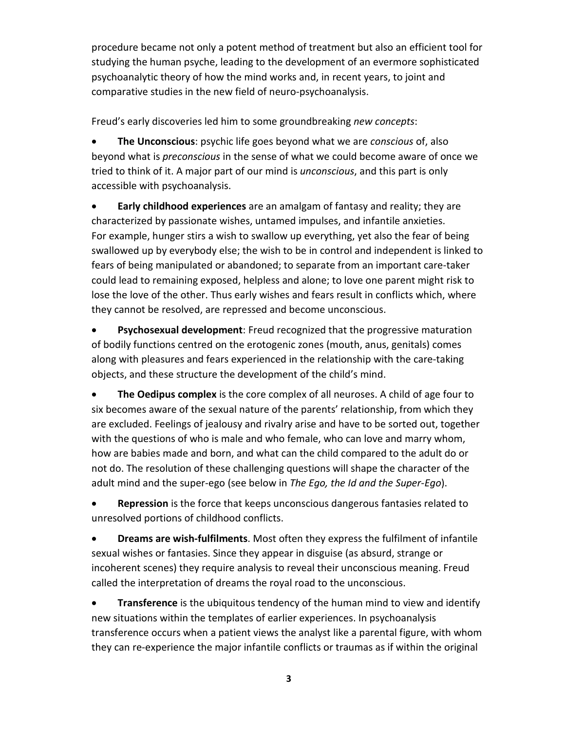procedure became not only a potent method of treatment but also an efficient tool for studying the human psyche, leading to the development of an evermore sophisticated psychoanalytic theory of how the mind works and, in recent years, to joint and comparative studies in the new field of neuro-psychoanalysis.

Freud's early discoveries led him to some groundbreaking *new concepts*:

- **The Unconscious**: psychic life goes beyond what we are *conscious* of, also beyond what is *preconscious* in the sense of what we could become aware of once we tried to think of it. A major part of our mind is *unconscious*, and this part is only accessible with psychoanalysis.

- **Early childhood experiences** are an amalgam of fantasy and reality; they are characterized by passionate wishes, untamed impulses, and infantile anxieties. For example, hunger stirs a wish to swallow up everything, yet also the fear of being swallowed up by everybody else; the wish to be in control and independent is linked to fears of being manipulated or abandoned; to separate from an important care-taker could lead to remaining exposed, helpless and alone; to love one parent might risk to lose the love of the other. Thus early wishes and fears result in conflicts which, where they cannot be resolved, are repressed and become unconscious.

- **Psychosexual development**: Freud recognized that the progressive maturation of bodily functions centred on the erotogenic zones (mouth, anus, genitals) comes along with pleasures and fears experienced in the relationship with the care-taking objects, and these structure the development of the child's mind.

- **The Oedipus complex** is the core complex of all neuroses. A child of age four to six becomes aware of the sexual nature of the parents' relationship, from which they are excluded. Feelings of jealousy and rivalry arise and have to be sorted out, together with the questions of who is male and who female, who can love and marry whom, how are babies made and born, and what can the child compared to the adult do or not do. The resolution of these challenging questions will shape the character of the adult mind and the super-ego (see below in *The Ego, the Id and the Super-Ego*).

- **Repression** is the force that keeps unconscious dangerous fantasies related to unresolved portions of childhood conflicts.

- **Dreams are wish-fulfilments**. Most often they express the fulfilment of infantile sexual wishes or fantasies. Since they appear in disguise (as absurd, strange or incoherent scenes) they require analysis to reveal their unconscious meaning. Freud called the interpretation of dreams the royal road to the unconscious.

- **Transference** is the ubiquitous tendency of the human mind to view and identify new situations within the templates of earlier experiences. In psychoanalysis transference occurs when a patient views the analyst like a parental figure, with whom they can re-experience the major infantile conflicts or traumas as if within the original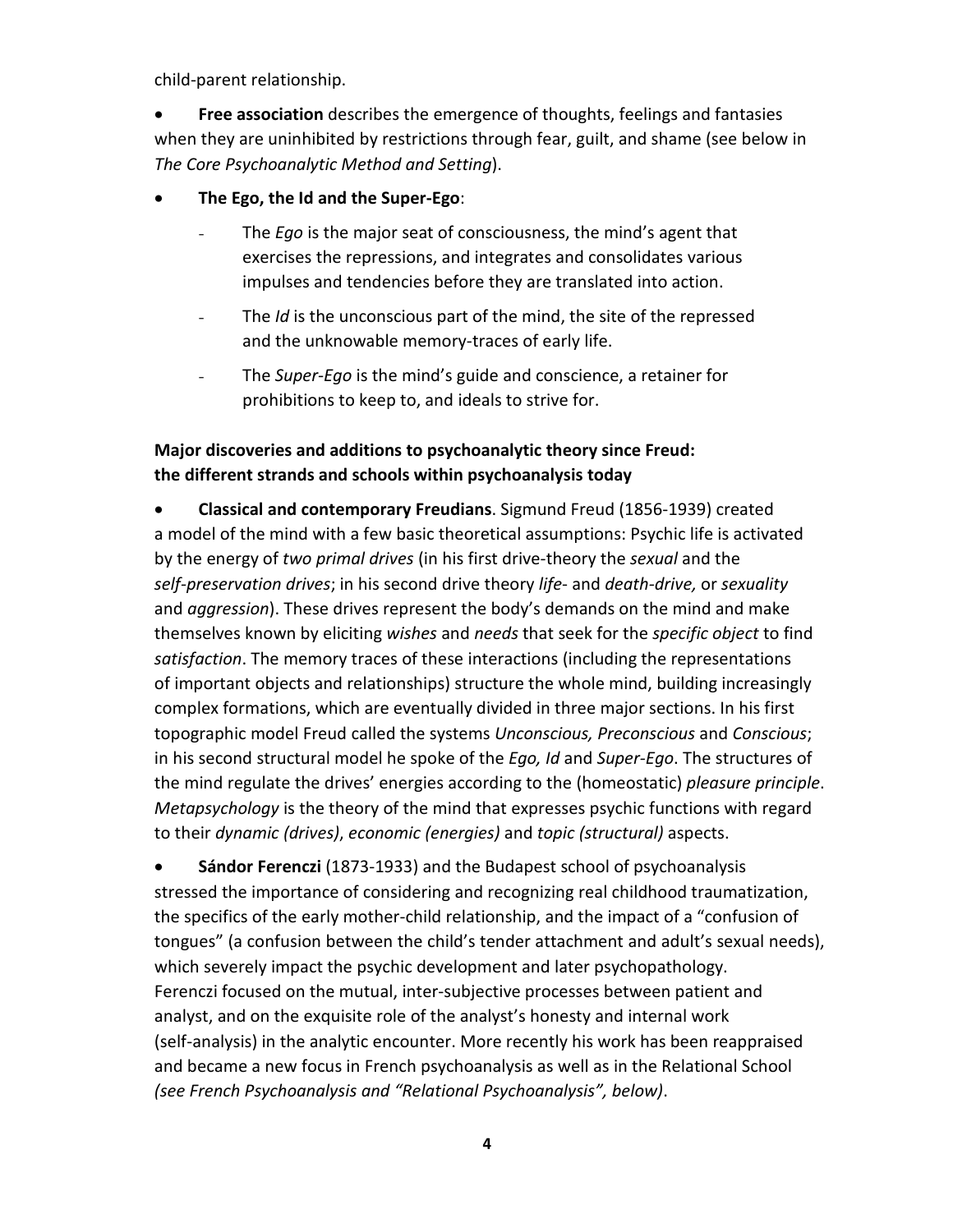child-parent relationship.

- **Free association** describes the emergence of thoughts, feelings and fantasies when they are uninhibited by restrictions through fear, guilt, and shame (see below in *The Core Psychoanalytic Method and Setting*).

- **The Ego, the Id and the Super-Ego**:
  - The *Ego* is the major seat of consciousness, the mind's agent that exercises the repressions, and integrates and consolidates various impulses and tendencies before they are translated into action.
  - The *Id* is the unconscious part of the mind, the site of the repressed and the unknowable memory-traces of early life.
  - The *Super-Ego* is the mind's guide and conscience, a retainer for prohibitions to keep to, and ideals to strive for.

**Major discoveries and additions to psychoanalytic theory since Freud: the different strands and schools within psychoanalysis today**

- **Classical and contemporary Freudians**. Sigmund Freud (1856-1939) created a model of the mind with a few basic theoretical assumptions: Psychic life is activated by the energy of *two primal drives* (in his first drive-theory the *sexual* and the *self-preservation drives*; in his second drive theory *life-* and *death-drive,* or *sexuality* and *aggression*). These drives represent the body's demands on the mind and make themselves known by eliciting *wishes* and *needs* that seek for the *specific object* to find *satisfaction*. The memory traces of these interactions (including the representations of important objects and relationships) structure the whole mind, building increasingly complex formations, which are eventually divided in three major sections. In his first topographic model Freud called the systems *Unconscious, Preconscious* and *Conscious*; in his second structural model he spoke of the *Ego, Id* and *Super-Ego*. The structures of the mind regulate the drives' energies according to the (homeostatic) *pleasure principle*. *Metapsychology* is the theory of the mind that expresses psychic functions with regard to their *dynamic (drives)*, *economic (energies)* and *topic (structural)* aspects.

- **Sándor Ferenczi** (1873-1933) and the Budapest school of psychoanalysis stressed the importance of considering and recognizing real childhood traumatization, the specifics of the early mother-child relationship, and the impact of a "confusion of tongues" (a confusion between the child's tender attachment and adult's sexual needs), which severely impact the psychic development and later psychopathology. Ferenczi focused on the mutual, inter-subjective processes between patient and analyst, and on the exquisite role of the analyst's honesty and internal work (self-analysis) in the analytic encounter. More recently his work has been reappraised and became a new focus in French psychoanalysis as well as in the Relational School *(see French Psychoanalysis and "Relational Psychoanalysis", below)*.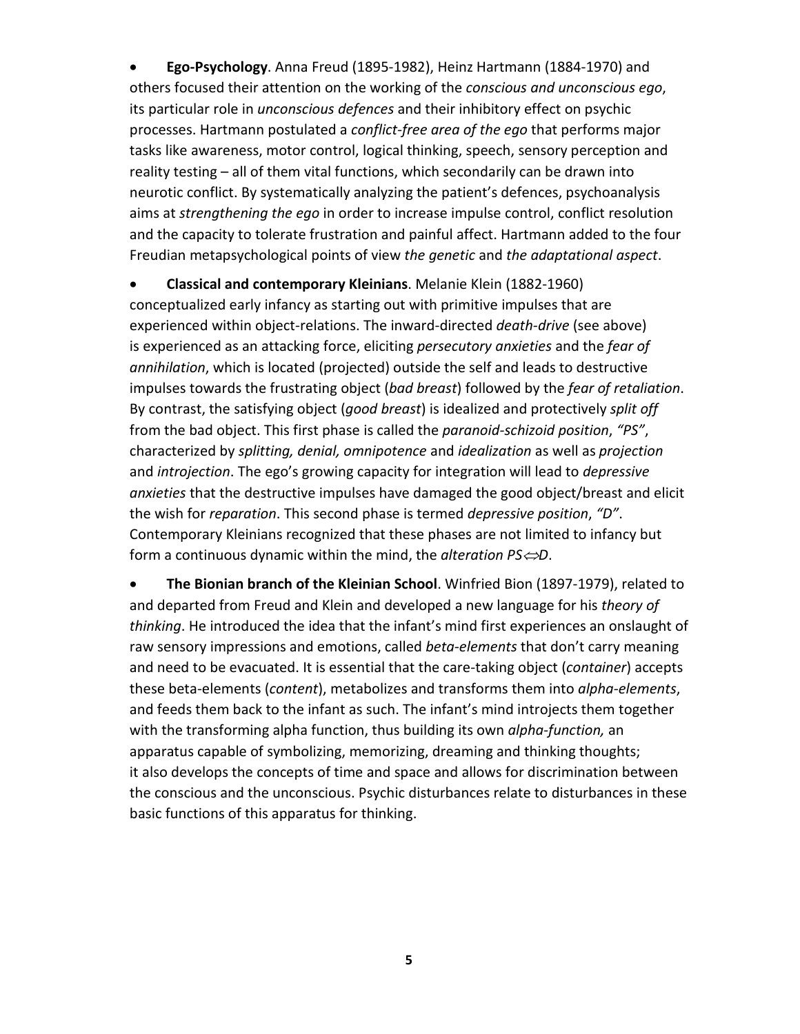- **Ego-Psychology**. Anna Freud (1895-1982), Heinz Hartmann (1884-1970) and others focused their attention on the working of the *conscious and unconscious ego*, its particular role in *unconscious defences* and their inhibitory effect on psychic processes. Hartmann postulated a *conflict-free area of the ego* that performs major tasks like awareness, motor control, logical thinking, speech, sensory perception and reality testing – all of them vital functions, which secondarily can be drawn into neurotic conflict. By systematically analyzing the patient's defences, psychoanalysis aims at *strengthening the ego* in order to increase impulse control, conflict resolution and the capacity to tolerate frustration and painful affect. Hartmann added to the four Freudian metapsychological points of view *the genetic* and *the adaptational aspect*.

- **Classical and contemporary Kleinians**. Melanie Klein (1882-1960) conceptualized early infancy as starting out with primitive impulses that are experienced within object-relations. The inward-directed *death-drive* (see above) is experienced as an attacking force, eliciting *persecutory anxieties* and the *fear of annihilation*, which is located (projected) outside the self and leads to destructive impulses towards the frustrating object (*bad breast*) followed by the *fear of retaliation*. By contrast, the satisfying object (*good breast*) is idealized and protectively *split off* from the bad object. This first phase is called the *paranoid-schizoid position*, *"PS"*, characterized by *splitting, denial, omnipotence* and *idealization* as well as *projection* and *introjection*. The ego's growing capacity for integration will lead to *depressive anxieties* that the destructive impulses have damaged the good object/breast and elicit the wish for *reparation*. This second phase is termed *depressive position*, *"D"*. Contemporary Kleinians recognized that these phases are not limited to infancy but form a continuous dynamic within the mind, the *alteration PS⇔D*.

- **The Bionian branch of the Kleinian School**. Winfried Bion (1897-1979), related to and departed from Freud and Klein and developed a new language for his *theory of thinking*. He introduced the idea that the infant's mind first experiences an onslaught of raw sensory impressions and emotions, called *beta-elements* that don't carry meaning and need to be evacuated. It is essential that the care-taking object (*container*) accepts these beta-elements (*content*), metabolizes and transforms them into *alpha-elements*, and feeds them back to the infant as such. The infant's mind introjects them together with the transforming alpha function, thus building its own *alpha-function,* an apparatus capable of symbolizing, memorizing, dreaming and thinking thoughts; it also develops the concepts of time and space and allows for discrimination between the conscious and the unconscious. Psychic disturbances relate to disturbances in these basic functions of this apparatus for thinking.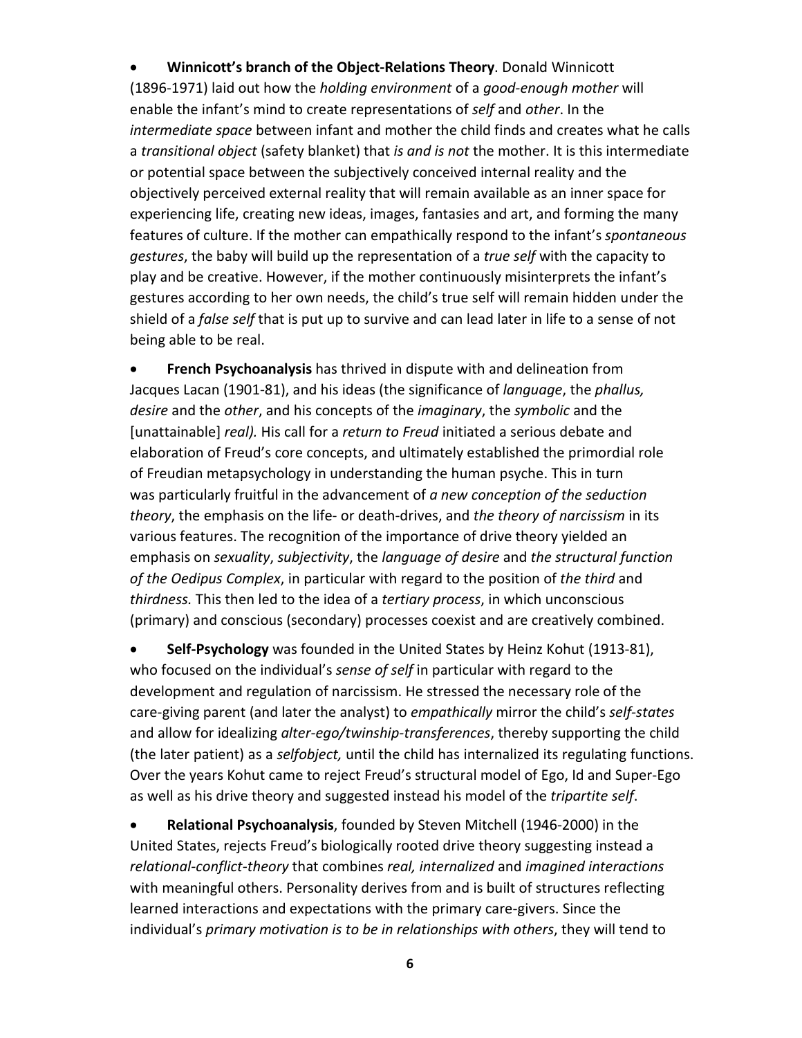- **Winnicott's branch of the Object-Relations Theory**. Donald Winnicott (1896-1971) laid out how the *holding environment* of a *good-enough mother* will enable the infant's mind to create representations of *self* and *other*. In the *intermediate space* between infant and mother the child finds and creates what he calls a *transitional object* (safety blanket) that *is and is not* the mother. It is this intermediate or potential space between the subjectively conceived internal reality and the objectively perceived external reality that will remain available as an inner space for experiencing life, creating new ideas, images, fantasies and art, and forming the many features of culture. If the mother can empathically respond to the infant's *spontaneous gestures*, the baby will build up the representation of a *true self* with the capacity to play and be creative. However, if the mother continuously misinterprets the infant's gestures according to her own needs, the child's true self will remain hidden under the shield of a *false self* that is put up to survive and can lead later in life to a sense of not being able to be real.

- **French Psychoanalysis** has thrived in dispute with and delineation from Jacques Lacan (1901-81), and his ideas (the significance of *language*, the *phallus, desire* and the *other*, and his concepts of the *imaginary*, the *symbolic* and the [unattainable] *real).* His call for a *return to Freud* initiated a serious debate and elaboration of Freud's core concepts, and ultimately established the primordial role of Freudian metapsychology in understanding the human psyche. This in turn was particularly fruitful in the advancement of *a new conception of the seduction theory*, the emphasis on the life- or death-drives, and *the theory of narcissism* in its various features. The recognition of the importance of drive theory yielded an emphasis on *sexuality*, *subjectivity*, the *language of desire* and *the structural function of the Oedipus Complex*, in particular with regard to the position of *the third* and *thirdness.* This then led to the idea of a *tertiary process*, in which unconscious (primary) and conscious (secondary) processes coexist and are creatively combined.

- **Self-Psychology** was founded in the United States by Heinz Kohut (1913-81), who focused on the individual's *sense of self* in particular with regard to the development and regulation of narcissism. He stressed the necessary role of the care-giving parent (and later the analyst) to *empathically* mirror the child's *self-states* and allow for idealizing *alter-ego/twinship-transferences*, thereby supporting the child (the later patient) as a *selfobject,* until the child has internalized its regulating functions. Over the years Kohut came to reject Freud's structural model of Ego, Id and Super-Ego as well as his drive theory and suggested instead his model of the *tripartite self*.

- **Relational Psychoanalysis**, founded by Steven Mitchell (1946-2000) in the United States, rejects Freud's biologically rooted drive theory suggesting instead a *relational-conflict-theory* that combines *real, internalized* and *imagined interactions* with meaningful others. Personality derives from and is built of structures reflecting learned interactions and expectations with the primary care-givers. Since the individual's *primary motivation is to be in relationships with others*, they will tend to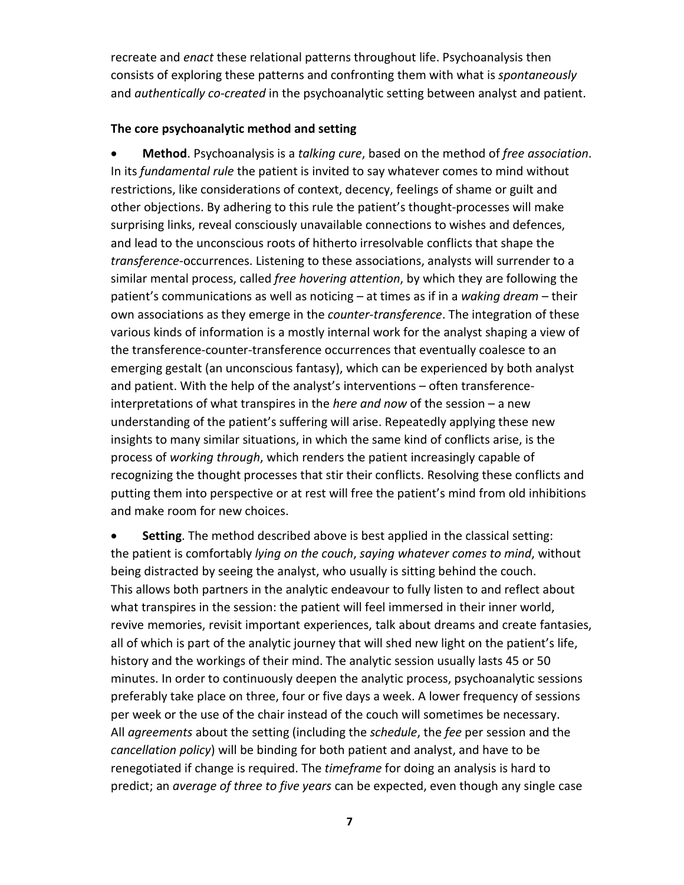recreate and *enact* these relational patterns throughout life. Psychoanalysis then consists of exploring these patterns and confronting them with what is *spontaneously* and *authentically co-created* in the psychoanalytic setting between analyst and patient.

### The core psychoanalytic method and setting

- **Method**. Psychoanalysis is a *talking cure*, based on the method of *free association*. In its *fundamental rule* the patient is invited to say whatever comes to mind without restrictions, like considerations of context, decency, feelings of shame or guilt and other objections. By adhering to this rule the patient's thought-processes will make surprising links, reveal consciously unavailable connections to wishes and defences, and lead to the unconscious roots of hitherto irresolvable conflicts that shape the *transference*-occurrences. Listening to these associations, analysts will surrender to a similar mental process, called *free hovering attention*, by which they are following the patient's communications as well as noticing – at times as if in a *waking dream* – their own associations as they emerge in the *counter-transference*. The integration of these various kinds of information is a mostly internal work for the analyst shaping a view of the transference-counter-transference occurrences that eventually coalesce to an emerging gestalt (an unconscious fantasy), which can be experienced by both analyst and patient. With the help of the analyst's interventions – often transference-interpretations of what transpires in the *here and now* of the session – a new understanding of the patient's suffering will arise. Repeatedly applying these new insights to many similar situations, in which the same kind of conflicts arise, is the process of *working through*, which renders the patient increasingly capable of recognizing the thought processes that stir their conflicts. Resolving these conflicts and putting them into perspective or at rest will free the patient's mind from old inhibitions and make room for new choices.

- **Setting**. The method described above is best applied in the classical setting: the patient is comfortably *lying on the couch*, *saying whatever comes to mind*, without being distracted by seeing the analyst, who usually is sitting behind the couch. This allows both partners in the analytic endeavour to fully listen to and reflect about what transpires in the session: the patient will feel immersed in their inner world, revive memories, revisit important experiences, talk about dreams and create fantasies, all of which is part of the analytic journey that will shed new light on the patient's life, history and the workings of their mind. The analytic session usually lasts 45 or 50 minutes. In order to continuously deepen the analytic process, psychoanalytic sessions preferably take place on three, four or five days a week. A lower frequency of sessions per week or the use of the chair instead of the couch will sometimes be necessary. All *agreements* about the setting (including the *schedule*, the *fee* per session and the *cancellation policy*) will be binding for both patient and analyst, and have to be renegotiated if change is required. The *timeframe* for doing an analysis is hard to predict; an *average of three to five years* can be expected, even though any single case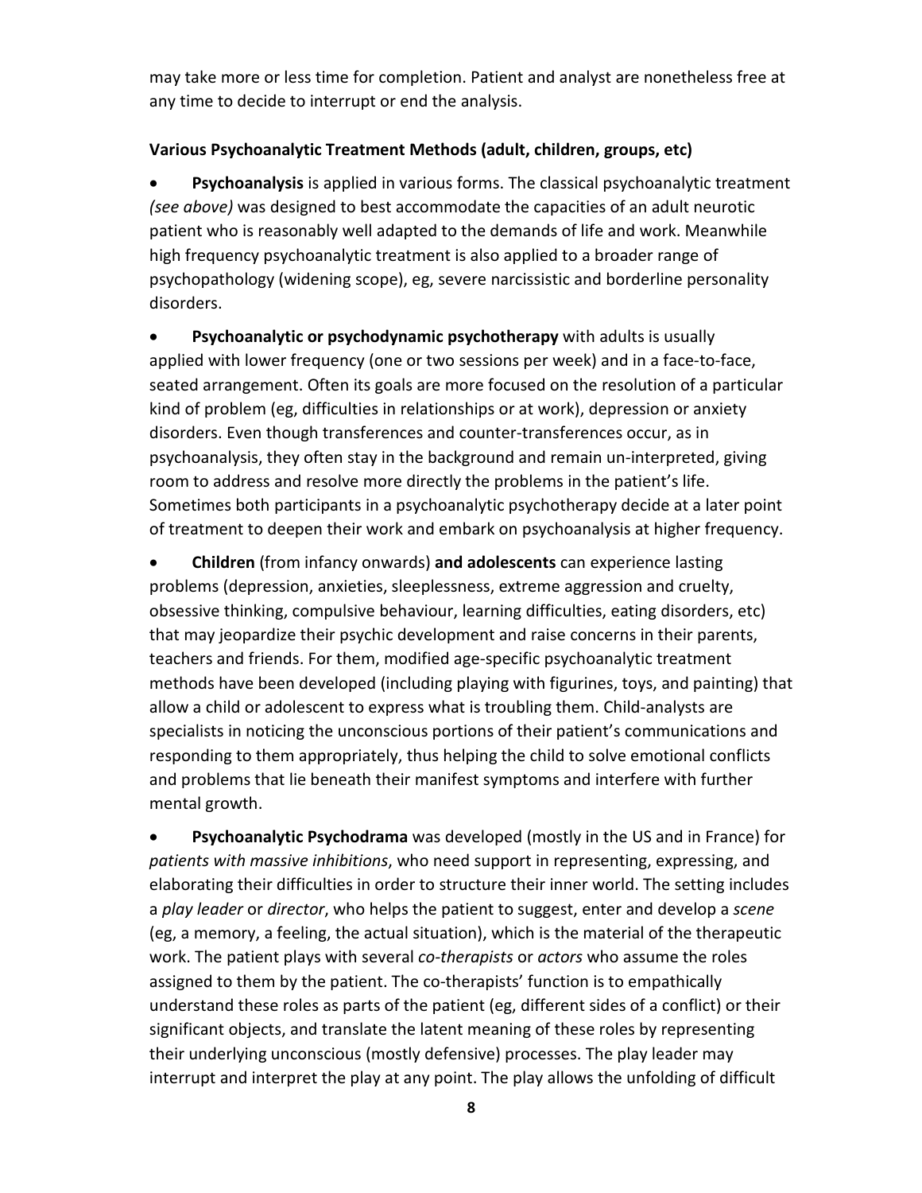may take more or less time for completion. Patient and analyst are nonetheless free at any time to decide to interrupt or end the analysis.

**Various Psychoanalytic Treatment Methods (adult, children, groups, etc)**

- **Psychoanalysis** is applied in various forms. The classical psychoanalytic treatment *(see above)* was designed to best accommodate the capacities of an adult neurotic patient who is reasonably well adapted to the demands of life and work. Meanwhile high frequency psychoanalytic treatment is also applied to a broader range of psychopathology (widening scope), eg, severe narcissistic and borderline personality disorders.

- **Psychoanalytic or psychodynamic psychotherapy** with adults is usually applied with lower frequency (one or two sessions per week) and in a face-to-face, seated arrangement. Often its goals are more focused on the resolution of a particular kind of problem (eg, difficulties in relationships or at work), depression or anxiety disorders. Even though transferences and counter-transferences occur, as in psychoanalysis, they often stay in the background and remain un-interpreted, giving room to address and resolve more directly the problems in the patient's life. Sometimes both participants in a psychoanalytic psychotherapy decide at a later point of treatment to deepen their work and embark on psychoanalysis at higher frequency.

- **Children** (from infancy onwards) **and adolescents** can experience lasting problems (depression, anxieties, sleeplessness, extreme aggression and cruelty, obsessive thinking, compulsive behaviour, learning difficulties, eating disorders, etc) that may jeopardize their psychic development and raise concerns in their parents, teachers and friends. For them, modified age-specific psychoanalytic treatment methods have been developed (including playing with figurines, toys, and painting) that allow a child or adolescent to express what is troubling them. Child-analysts are specialists in noticing the unconscious portions of their patient's communications and responding to them appropriately, thus helping the child to solve emotional conflicts and problems that lie beneath their manifest symptoms and interfere with further mental growth.

- **Psychoanalytic Psychodrama** was developed (mostly in the US and in France) for *patients with massive inhibitions*, who need support in representing, expressing, and elaborating their difficulties in order to structure their inner world. The setting includes a *play leader* or *director*, who helps the patient to suggest, enter and develop a *scene* (eg, a memory, a feeling, the actual situation), which is the material of the therapeutic work. The patient plays with several *co-therapists* or *actors* who assume the roles assigned to them by the patient. The co-therapists' function is to empathically understand these roles as parts of the patient (eg, different sides of a conflict) or their significant objects, and translate the latent meaning of these roles by representing their underlying unconscious (mostly defensive) processes. The play leader may interrupt and interpret the play at any point. The play allows the unfolding of difficult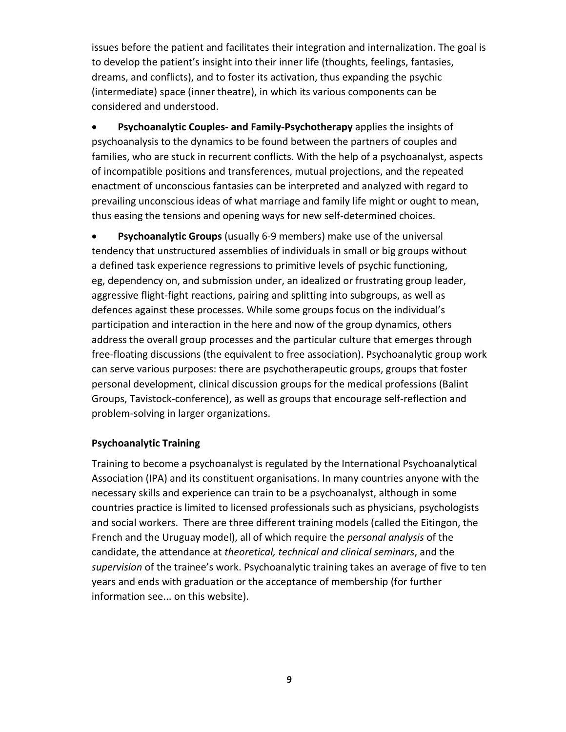issues before the patient and facilitates their integration and internalization. The goal is to develop the patient's insight into their inner life (thoughts, feelings, fantasies, dreams, and conflicts), and to foster its activation, thus expanding the psychic (intermediate) space (inner theatre), in which its various components can be considered and understood.

- **Psychoanalytic Couples- and Family-Psychotherapy** applies the insights of psychoanalysis to the dynamics to be found between the partners of couples and families, who are stuck in recurrent conflicts. With the help of a psychoanalyst, aspects of incompatible positions and transferences, mutual projections, and the repeated enactment of unconscious fantasies can be interpreted and analyzed with regard to prevailing unconscious ideas of what marriage and family life might or ought to mean, thus easing the tensions and opening ways for new self-determined choices.

- **Psychoanalytic Groups** (usually 6-9 members) make use of the universal tendency that unstructured assemblies of individuals in small or big groups without a defined task experience regressions to primitive levels of psychic functioning, eg, dependency on, and submission under, an idealized or frustrating group leader, aggressive flight-fight reactions, pairing and splitting into subgroups, as well as defences against these processes. While some groups focus on the individual's participation and interaction in the here and now of the group dynamics, others address the overall group processes and the particular culture that emerges through free-floating discussions (the equivalent to free association). Psychoanalytic group work can serve various purposes: there are psychotherapeutic groups, groups that foster personal development, clinical discussion groups for the medical professions (Balint Groups, Tavistock-conference), as well as groups that encourage self-reflection and problem-solving in larger organizations.

### Psychoanalytic Training

Training to become a psychoanalyst is regulated by the International Psychoanalytical Association (IPA) and its constituent organisations. In many countries anyone with the necessary skills and experience can train to be a psychoanalyst, although in some countries practice is limited to licensed professionals such as physicians, psychologists and social workers. There are three different training models (called the Eitingon, the French and the Uruguay model), all of which require the *personal analysis* of the candidate, the attendance at *theoretical, technical and clinical seminars*, and the *supervision* of the trainee's work. Psychoanalytic training takes an average of five to ten years and ends with graduation or the acceptance of membership (for further information see... on this website).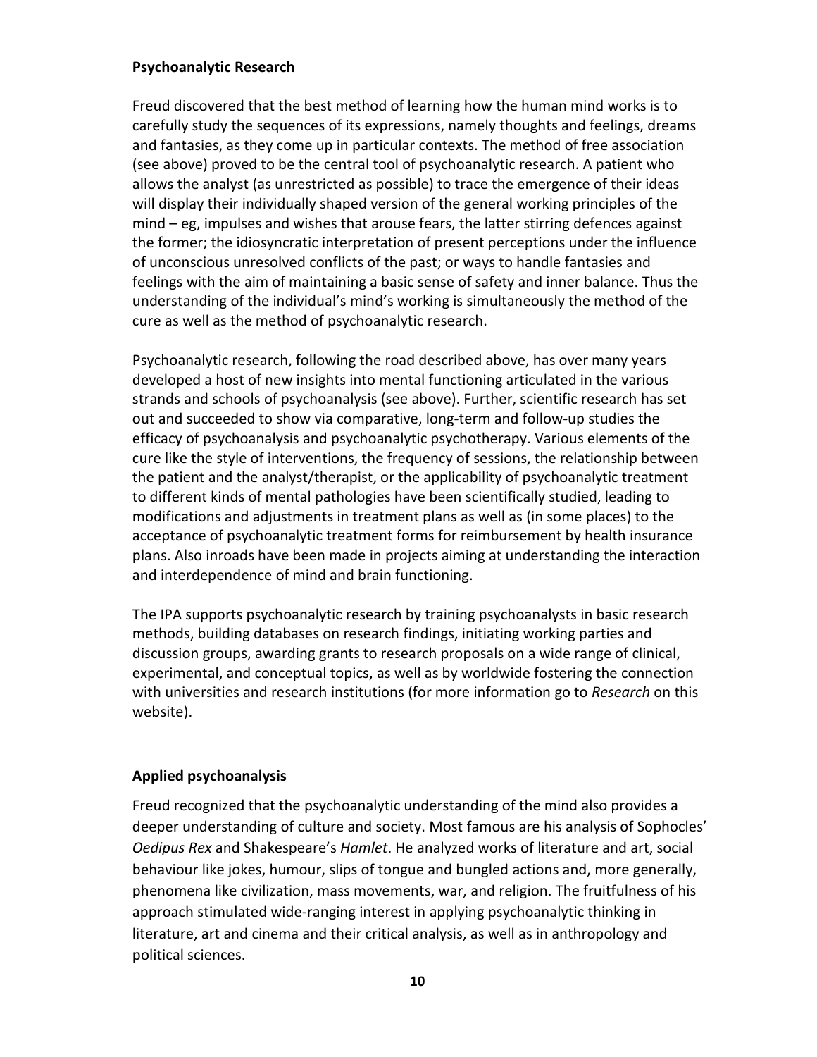## Psychoanalytic Research

Freud discovered that the best method of learning how the human mind works is to carefully study the sequences of its expressions, namely thoughts and feelings, dreams and fantasies, as they come up in particular contexts. The method of free association (see above) proved to be the central tool of psychoanalytic research. A patient who allows the analyst (as unrestricted as possible) to trace the emergence of their ideas will display their individually shaped version of the general working principles of the mind – eg, impulses and wishes that arouse fears, the latter stirring defences against the former; the idiosyncratic interpretation of present perceptions under the influence of unconscious unresolved conflicts of the past; or ways to handle fantasies and feelings with the aim of maintaining a basic sense of safety and inner balance. Thus the understanding of the individual's mind's working is simultaneously the method of the cure as well as the method of psychoanalytic research.

Psychoanalytic research, following the road described above, has over many years developed a host of new insights into mental functioning articulated in the various strands and schools of psychoanalysis (see above). Further, scientific research has set out and succeeded to show via comparative, long-term and follow-up studies the efficacy of psychoanalysis and psychoanalytic psychotherapy. Various elements of the cure like the style of interventions, the frequency of sessions, the relationship between the patient and the analyst/therapist, or the applicability of psychoanalytic treatment to different kinds of mental pathologies have been scientifically studied, leading to modifications and adjustments in treatment plans as well as (in some places) to the acceptance of psychoanalytic treatment forms for reimbursement by health insurance plans. Also inroads have been made in projects aiming at understanding the interaction and interdependence of mind and brain functioning.

The IPA supports psychoanalytic research by training psychoanalysts in basic research methods, building databases on research findings, initiating working parties and discussion groups, awarding grants to research proposals on a wide range of clinical, experimental, and conceptual topics, as well as by worldwide fostering the connection with universities and research institutions (for more information go to *Research* on this website).

## Applied psychoanalysis

Freud recognized that the psychoanalytic understanding of the mind also provides a deeper understanding of culture and society. Most famous are his analysis of Sophocles' *Oedipus Rex* and Shakespeare's *Hamlet*. He analyzed works of literature and art, social behaviour like jokes, humour, slips of tongue and bungled actions and, more generally, phenomena like civilization, mass movements, war, and religion. The fruitfulness of his approach stimulated wide-ranging interest in applying psychoanalytic thinking in literature, art and cinema and their critical analysis, as well as in anthropology and political sciences.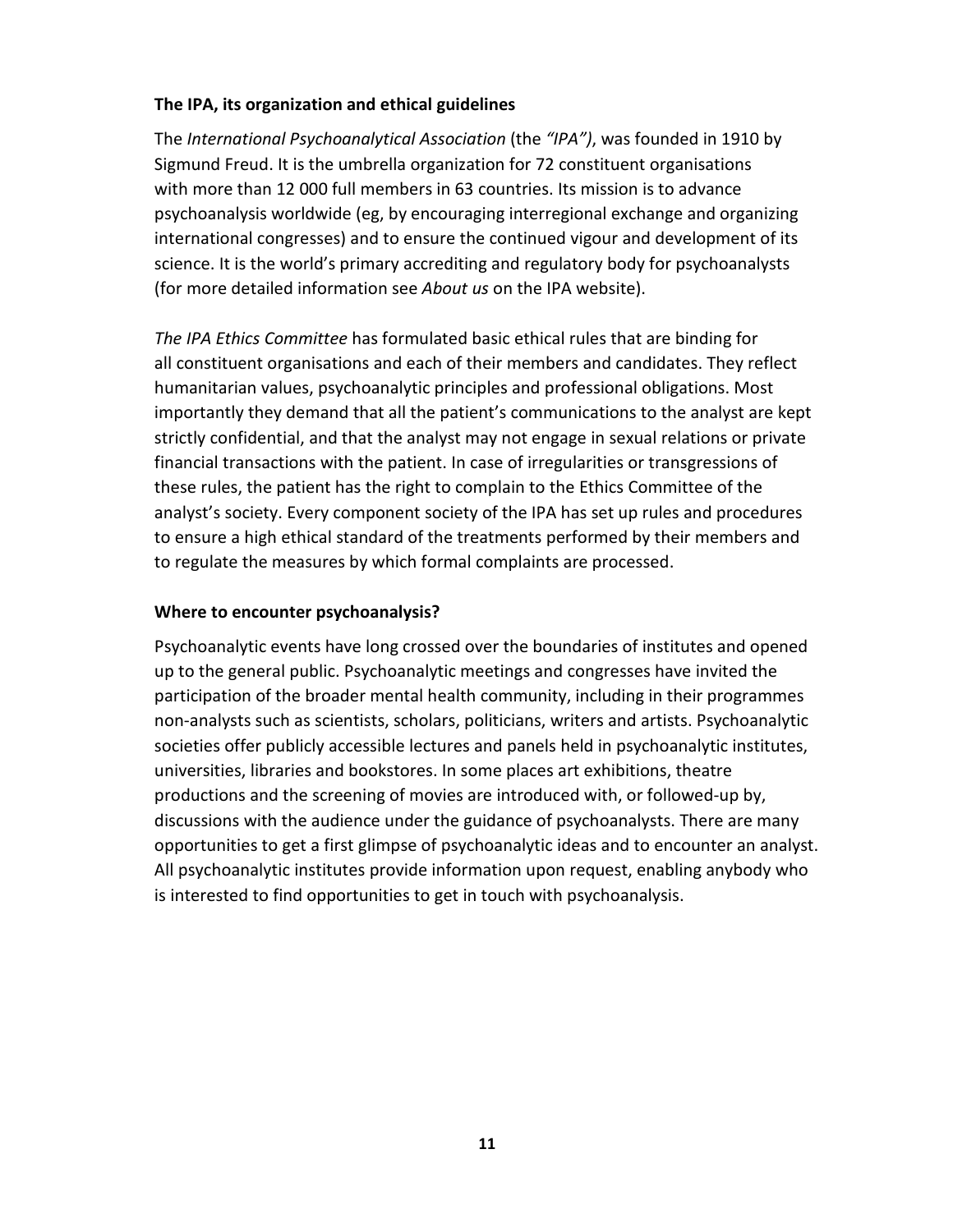### **The IPA, its organization and ethical guidelines**

The *International Psychoanalytical Association* (the *"IPA")*, was founded in 1910 by Sigmund Freud. It is the umbrella organization for 72 constituent organisations with more than 12 000 full members in 63 countries. Its mission is to advance psychoanalysis worldwide (eg, by encouraging interregional exchange and organizing international congresses) and to ensure the continued vigour and development of its science. It is the world's primary accrediting and regulatory body for psychoanalysts (for more detailed information see *About us* on the IPA website).

*The IPA Ethics Committee* has formulated basic ethical rules that are binding for all constituent organisations and each of their members and candidates. They reflect humanitarian values, psychoanalytic principles and professional obligations. Most importantly they demand that all the patient's communications to the analyst are kept strictly confidential, and that the analyst may not engage in sexual relations or private financial transactions with the patient. In case of irregularities or transgressions of these rules, the patient has the right to complain to the Ethics Committee of the analyst's society. Every component society of the IPA has set up rules and procedures to ensure a high ethical standard of the treatments performed by their members and to regulate the measures by which formal complaints are processed.

### **Where to encounter psychoanalysis?**

Psychoanalytic events have long crossed over the boundaries of institutes and opened up to the general public. Psychoanalytic meetings and congresses have invited the participation of the broader mental health community, including in their programmes non-analysts such as scientists, scholars, politicians, writers and artists. Psychoanalytic societies offer publicly accessible lectures and panels held in psychoanalytic institutes, universities, libraries and bookstores. In some places art exhibitions, theatre productions and the screening of movies are introduced with, or followed-up by, discussions with the audience under the guidance of psychoanalysts. There are many opportunities to get a first glimpse of psychoanalytic ideas and to encounter an analyst. All psychoanalytic institutes provide information upon request, enabling anybody who is interested to find opportunities to get in touch with psychoanalysis.